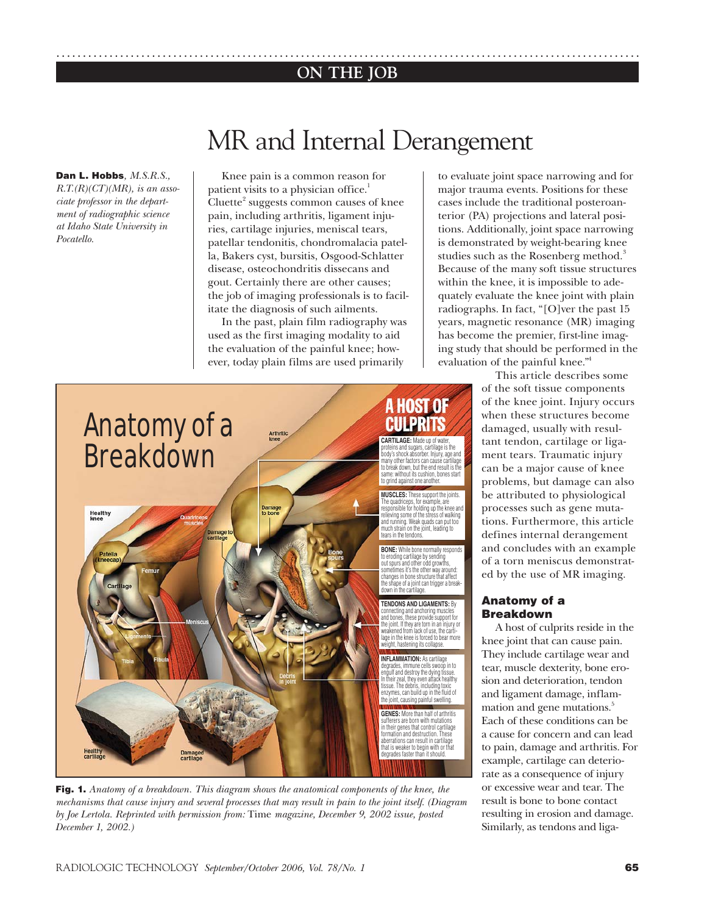## ON THE JOB

# MR and Internal Derangement

**Dan L. Hobbs**, *M.S.R.S., R.T.(R)(CT)(MR), is an associate professor in the department of radiographic science at Idaho State University in Pocatello.*

Knee pain is a common reason for patient visits to a physician office.[1] Cluette[2] suggests common causes of knee pain, including arthritis, ligament injuries, cartilage injuries, meniscal tears, patellar tendonitis, chondromalacia patella, Bakers cyst, bursitis, Osgood-Schlatter disease, osteochondritis dissecans and gout. Certainly there are other causes; the job of imaging professionals is to facilitate the diagnosis of such ailments.

In the past, plain film radiography was used as the first imaging modality to aid the evaluation of the painful knee; however, today plain films are used primarily to evaluate joint space narrowing and for major trauma events. Positions for these cases include the traditional posteroanterior (PA) projections and lateral positions. Additionally, joint space narrowing is demonstrated by weight-bearing knee studies such as the Rosenberg method.[3] Because of the many soft tissue structures within the knee, it is impossible to adequately evaluate the knee joint with plain radiographs. In fact, "[O]ver the past 15 years, magnetic resonance (MR) imaging has become the premier, first-line imaging study that should be performed in the evaluation of the painful knee."[4]

This article describes some of the soft tissue components of the knee joint. Injury occurs when these structures become damaged, usually with resultant tendon, cartilage or ligament tears. Traumatic injury can be a major cause of knee problems, but damage can also be attributed to physiological processes such as gene mutations. Furthermore, this article defines internal derangement and concludes with an example of a torn meniscus demonstrated by the use of MR imaging.

**Fig. 1.** *Anatomy of a breakdown. This diagram shows the anatomical components of the knee, the mechanisms that cause injury and several processes that may result in pain to the joint itself. (Diagram by Joe Lertola. Reprinted with permission from:* Time *magazine, December 9, 2002 issue, posted December 1, 2002.)*

### Anatomy of a Breakdown

A host of culprits reside in the knee joint that can cause pain. They include cartilage wear and tear, muscle dexterity, bone erosion and deterioration, tendon and ligament damage, inflammation and gene mutations.[5] Each of these conditions can be a cause for concern and can lead to pain, damage and arthritis. For example, cartilage can deteriorate as a consequence of injury or excessive wear and tear. The result is bone to bone contact resulting in erosion and damage. Similarly, as tendons and liga-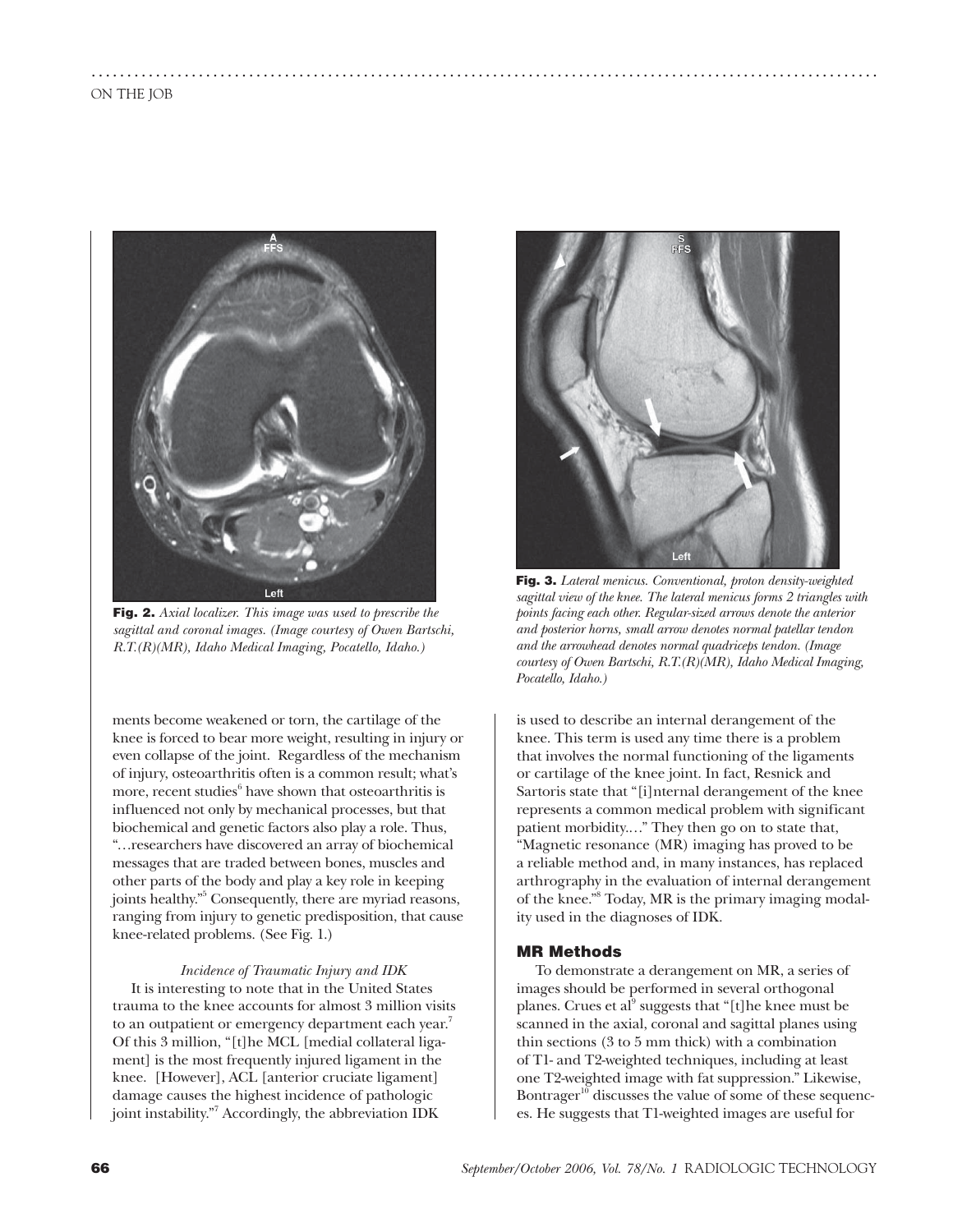**Fig. 2.** *Axial localizer. This image was used to prescribe the sagittal and coronal images. (Image courtesy of Owen Bartschi, R.T.(R)(MR), Idaho Medical Imaging, Pocatello, Idaho.)*

**Fig. 3.** *Lateral menicus. Conventional, proton density-weighted sagittal view of the knee. The lateral menicus forms 2 triangles with points facing each other. Regular-sized arrows denote the anterior and posterior horns, small arrow denotes normal patellar tendon and the arrowhead denotes normal quadriceps tendon. (Image courtesy of Owen Bartschi, R.T.(R)(MR), Idaho Medical Imaging, Pocatello, Idaho.)*

ments become weakened or torn, the cartilage of the knee is forced to bear more weight, resulting in injury or even collapse of the joint. Regardless of the mechanism of injury, osteoarthritis often is a common result; what's more, recent studies[6] have shown that osteoarthritis is influenced not only by mechanical processes, but that biochemical and genetic factors also play a role. Thus, "…researchers have discovered an array of biochemical messages that are traded between bones, muscles and other parts of the body and play a key role in keeping joints healthy."[5] Consequently, there are myriad reasons, ranging from injury to genetic predisposition, that cause knee-related problems. (See Fig. 1.)

*Incidence of Traumatic Injury and IDK*

It is interesting to note that in the United States trauma to the knee accounts for almost 3 million visits to an outpatient or emergency department each year.[7] Of this 3 million, "[t]he MCL [medial collateral ligament] is the most frequently injured ligament in the knee. [However], ACL [anterior cruciate ligament] damage causes the highest incidence of pathologic joint instability."[7] Accordingly, the abbreviation IDK is used to describe an internal derangement of the knee. This term is used any time there is a problem that involves the normal functioning of the ligaments or cartilage of the knee joint. In fact, Resnick and Sartoris state that "[i]nternal derangement of the knee represents a common medical problem with significant patient morbidity.…" They then go on to state that, "Magnetic resonance (MR) imaging has proved to be a reliable method and, in many instances, has replaced arthrography in the evaluation of internal derangement of the knee."[8] Today, MR is the primary imaging modality used in the diagnoses of IDK.

## MR Methods

To demonstrate a derangement on MR, a series of images should be performed in several orthogonal planes. Crues et al[9] suggests that "[t]he knee must be scanned in the axial, coronal and sagittal planes using thin sections (3 to 5 mm thick) with a combination of T1- and T2-weighted techniques, including at least one T2-weighted image with fat suppression." Likewise, Bontrager[10] discusses the value of some of these sequences. He suggests that T1-weighted images are useful for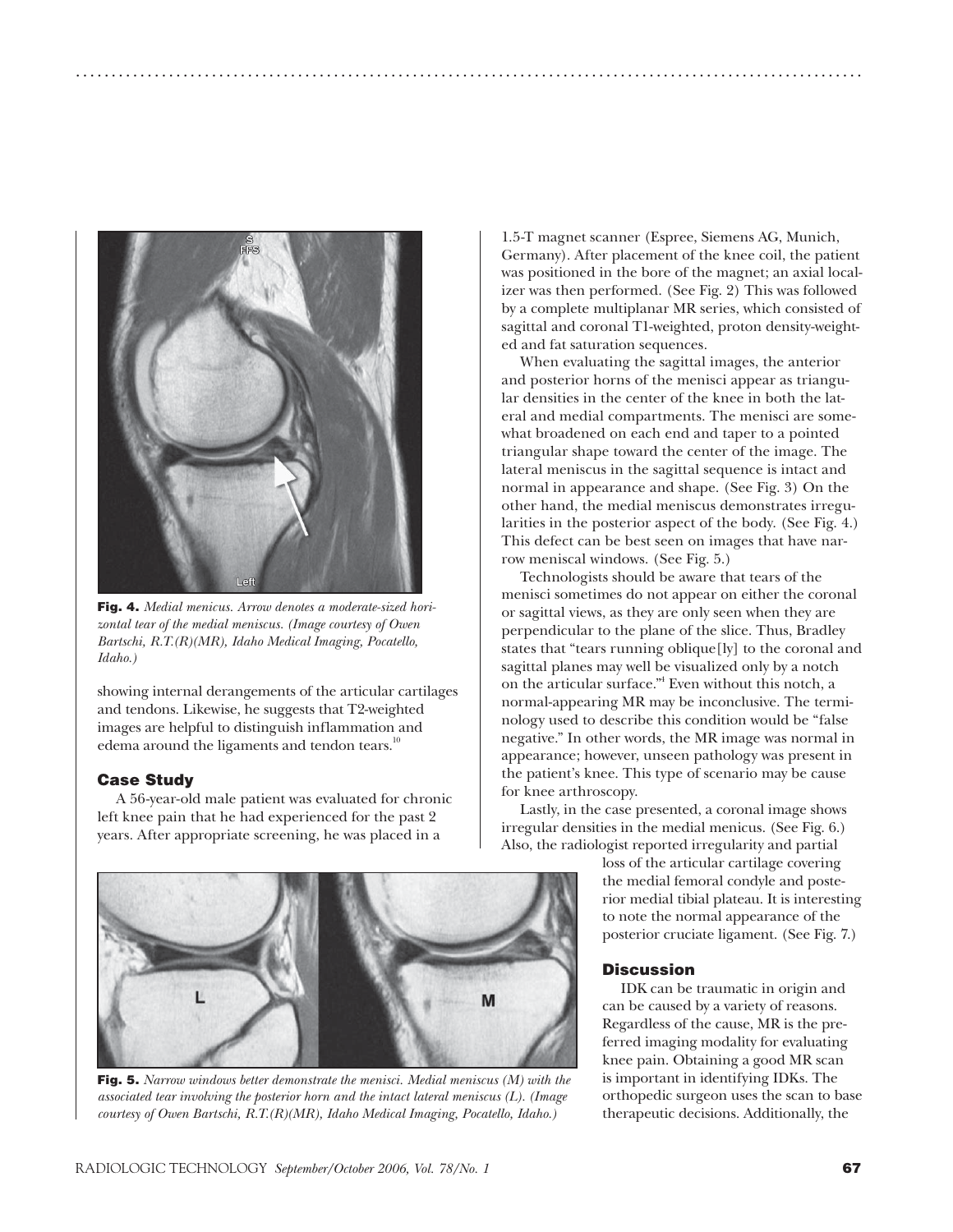Fig. 4. *Medial menicus. Arrow denotes a moderate-sized horizontal tear of the medial meniscus. (Image courtesy of Owen Bartschi, R.T.(R)(MR), Idaho Medical Imaging, Pocatello, Idaho.)*

showing internal derangements of the articular cartilages and tendons. Likewise, he suggests that T2-weighted images are helpful to distinguish inflammation and edema around the ligaments and tendon tears.[10]

## Case Study

A 56-year-old male patient was evaluated for chronic left knee pain that he had experienced for the past 2 years. After appropriate screening, he was placed in a 1.5-T magnet scanner (Espree, Siemens AG, Munich, Germany). After placement of the knee coil, the patient was positioned in the bore of the magnet; an axial localizer was then performed. (See Fig. 2) This was followed by a complete multiplanar MR series, which consisted of sagittal and coronal T1-weighted, proton density-weighted and fat saturation sequences.

When evaluating the sagittal images, the anterior and posterior horns of the menisci appear as triangular densities in the center of the knee in both the lateral and medial compartments. The menisci are somewhat broadened on each end and taper to a pointed triangular shape toward the center of the image. The lateral meniscus in the sagittal sequence is intact and normal in appearance and shape. (See Fig. 3) On the other hand, the medial meniscus demonstrates irregularities in the posterior aspect of the body. (See Fig. 4.) This defect can be best seen on images that have narrow meniscal windows. (See Fig. 5.)

Technologists should be aware that tears of the menisci sometimes do not appear on either the coronal or sagittal views, as they are only seen when they are perpendicular to the plane of the slice. Thus, Bradley states that "tears running oblique[ly] to the coronal and sagittal planes may well be visualized only by a notch on the articular surface."[4] Even without this notch, a normal-appearing MR may be inconclusive. The terminology used to describe this condition would be "false negative." In other words, the MR image was normal in appearance; however, unseen pathology was present in the patient's knee. This type of scenario may be cause for knee arthroscopy.

Lastly, in the case presented, a coronal image shows irregular densities in the medial menicus. (See Fig. 6.) Also, the radiologist reported irregularity and partial loss of the articular cartilage covering the medial femoral condyle and posterior medial tibial plateau. It is interesting to note the normal appearance of the posterior cruciate ligament. (See Fig. 7.)

Fig. 5. *Narrow windows better demonstrate the menisci. Medial meniscus (M) with the associated tear involving the posterior horn and the intact lateral meniscus (L). (Image courtesy of Owen Bartschi, R.T.(R)(MR), Idaho Medical Imaging, Pocatello, Idaho.)*

## Discussion

IDK can be traumatic in origin and can be caused by a variety of reasons. Regardless of the cause, MR is the preferred imaging modality for evaluating knee pain. Obtaining a good MR scan is important in identifying IDKs. The orthopedic surgeon uses the scan to base therapeutic decisions. Additionally, the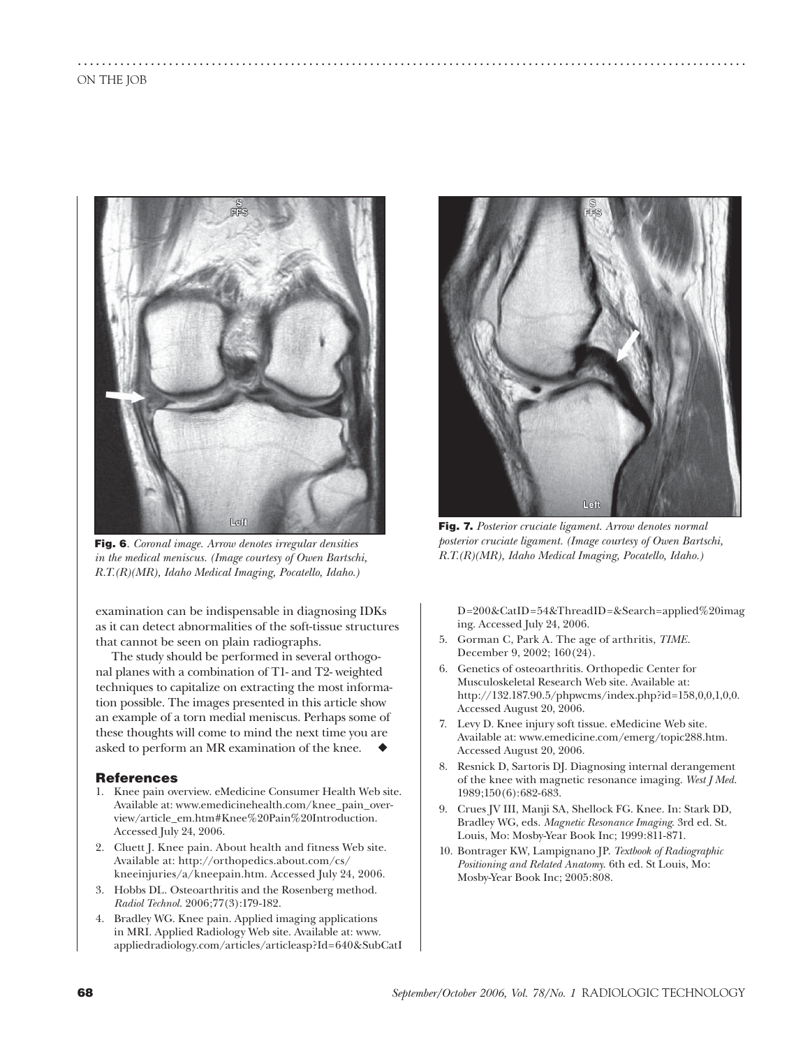**Fig. 6**. *Coronal image. Arrow denotes irregular densities in the medical meniscus. (Image courtesy of Owen Bartschi, R.T.(R)(MR), Idaho Medical Imaging, Pocatello, Idaho.)*

**Fig. 7.** *Posterior cruciate ligament. Arrow denotes normal posterior cruciate ligament. (Image courtesy of Owen Bartschi, R.T.(R)(MR), Idaho Medical Imaging, Pocatello, Idaho.)*

examination can be indispensable in diagnosing IDKs as it can detect abnormalities of the soft-tissue structures that cannot be seen on plain radiographs.

The study should be performed in several orthogonal planes with a combination of T1- and T2- weighted techniques to capitalize on extracting the most information possible. The images presented in this article show an example of a torn medial meniscus. Perhaps some of these thoughts will come to mind the next time you are asked to perform an MR examination of the knee. ◆

## References

1. Knee pain overview. eMedicine Consumer Health Web site. Available at: www.emedicinehealth.com/knee_pain_overview/article_em.htm#Knee%20Pain%20Introduction. Accessed July 24, 2006.
2. Cluett J. Knee pain. About health and fitness Web site. Available at: http://orthopedics.about.com/cs/kneeinjuries/a/kneepain.htm. Accessed July 24, 2006.
3. Hobbs DL. Osteoarthritis and the Rosenberg method. *Radiol Technol.* 2006;77(3):179-182.
4. Bradley WG. Knee pain. Applied imaging applications in MRI. Applied Radiology Web site. Available at: www.appliedradiology.com/articles/articleasp?Id=640&SubCatID=200&CatID=54&ThreadID=&Search=applied%20imaging. Accessed July 24, 2006.
5. Gorman C, Park A. The age of arthritis, *TIME.* December 9, 2002; 160(24).
6. Genetics of osteoarthritis. Orthopedic Center for Musculoskeletal Research Web site. Available at: http://132.187.90.5/phpwcms/index.php?id=158,0,0,1,0,0. Accessed August 20, 2006.
7. Levy D. Knee injury soft tissue. eMedicine Web site. Available at: www.emedicine.com/emerg/topic288.htm. Accessed August 20, 2006.
8. Resnick D, Sartoris DJ. Diagnosing internal derangement of the knee with magnetic resonance imaging. *West J Med.* 1989;150(6):682-683.
9. Crues JV III, Manji SA, Shellock FG. Knee. In: Stark DD, Bradley WG, eds. *Magnetic Resonance Imaging.* 3rd ed. St. Louis, Mo: Mosby-Year Book Inc; 1999:811-871.
10. Bontrager KW, Lampignano JP. *Textbook of Radiographic Positioning and Related Anatomy.* 6th ed. St Louis, Mo: Mosby-Year Book Inc; 2005:808.